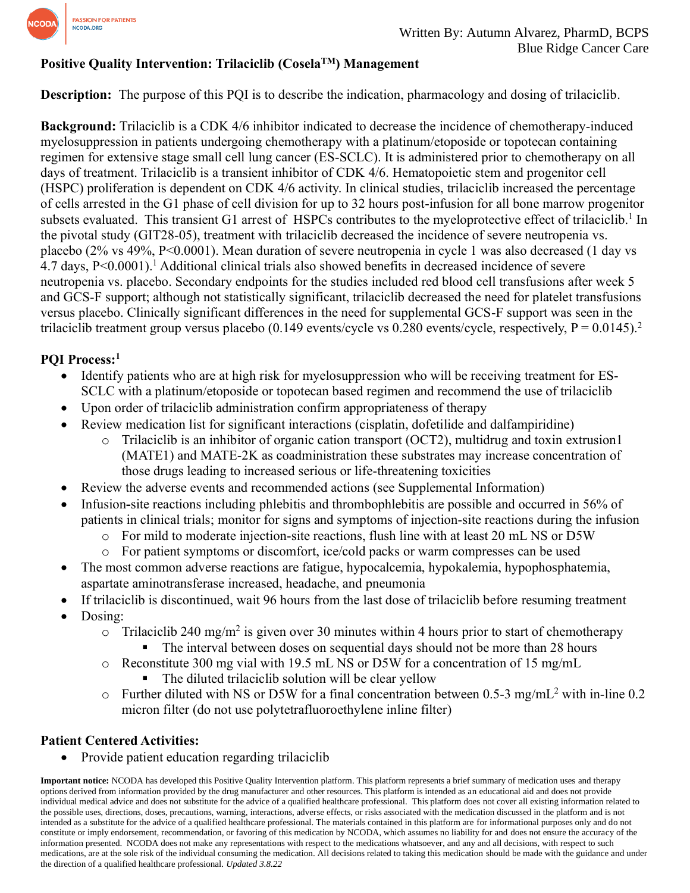Written By: Autumn Alvarez, PharmD, BCPS
Blue Ridge Cancer Care

**Positive Quality Intervention: Trilaciclib (Cosela™) Management**

**Description:** The purpose of this PQI is to describe the indication, pharmacology and dosing of trilaciclib.

**Background:** Trilaciclib is a CDK 4/6 inhibitor indicated to decrease the incidence of chemotherapy-induced myelosuppression in patients undergoing chemotherapy with a platinum/etoposide or topotecan containing regimen for extensive stage small cell lung cancer (ES-SCLC). It is administered prior to chemotherapy on all days of treatment. Trilaciclib is a transient inhibitor of CDK 4/6. Hematopoietic stem and progenitor cell (HSPC) proliferation is dependent on CDK 4/6 activity. In clinical studies, trilaciclib increased the percentage of cells arrested in the G1 phase of cell division for up to 32 hours post-infusion for all bone marrow progenitor subsets evaluated. This transient G1 arrest of HSPCs contributes to the myeloprotective effect of trilaciclib.[1] In the pivotal study (GIT28-05), treatment with trilaciclib decreased the incidence of severe neutropenia vs. placebo (2% vs 49%, P<0.0001). Mean duration of severe neutropenia in cycle 1 was also decreased (1 day vs 4.7 days, P<0.0001).[1] Additional clinical trials also showed benefits in decreased incidence of severe neutropenia vs. placebo. Secondary endpoints for the studies included red blood cell transfusions after week 5 and GCS-F support; although not statistically significant, trilaciclib decreased the need for platelet transfusions versus placebo. Clinically significant differences in the need for supplemental GCS-F support was seen in the trilaciclib treatment group versus placebo (0.149 events/cycle vs 0.280 events/cycle, respectively, P = 0.0145).[2]

**PQI Process:[1]**

- Identify patients who are at high risk for myelosuppression who will be receiving treatment for ES-SCLC with a platinum/etoposide or topotecan based regimen and recommend the use of trilaciclib
- Upon order of trilaciclib administration confirm appropriateness of therapy
- Review medication list for significant interactions (cisplatin, dofetilide and dalfampiridine)
  - Trilaciclib is an inhibitor of organic cation transport (OCT2), multidrug and toxin extrusion1 (MATE1) and MATE-2K as coadministration these substrates may increase concentration of those drugs leading to increased serious or life-threatening toxicities
- Review the adverse events and recommended actions (see Supplemental Information)
- Infusion-site reactions including phlebitis and thrombophlebitis are possible and occurred in 56% of patients in clinical trials; monitor for signs and symptoms of injection-site reactions during the infusion
  - For mild to moderate injection-site reactions, flush line with at least 20 mL NS or D5W
  - For patient symptoms or discomfort, ice/cold packs or warm compresses can be used
- The most common adverse reactions are fatigue, hypocalcemia, hypokalemia, hypophosphatemia, aspartate aminotransferase increased, headache, and pneumonia
- If trilaciclib is discontinued, wait 96 hours from the last dose of trilaciclib before resuming treatment
- Dosing:
  - Trilaciclib 240 $mg/m^2$ is given over 30 minutes within 4 hours prior to start of chemotherapy
    - The interval between doses on sequential days should not be more than 28 hours
  - Reconstitute 300 mg vial with 19.5 mL NS or D5W for a concentration of 15 mg/mL
    - The diluted trilaciclib solution will be clear yellow
  - Further diluted with NS or D5W for a final concentration between 0.5-3 mg/mL[2] with in-line 0.2 micron filter (do not use polytetrafluoroethylene inline filter)

**Patient Centered Activities:**

- Provide patient education regarding trilaciclib

**Important notice:** NCODA has developed this Positive Quality Intervention platform. This platform represents a brief summary of medication uses and therapy options derived from information provided by the drug manufacturer and other resources. This platform is intended as an educational aid and does not provide individual medical advice and does not substitute for the advice of a qualified healthcare professional. This platform does not cover all existing information related to the possible uses, directions, doses, precautions, warning, interactions, adverse effects, or risks associated with the medication discussed in the platform and is not intended as a substitute for the advice of a qualified healthcare professional. The materials contained in this platform are for informational purposes only and do not constitute or imply endorsement, recommendation, or favoring of this medication by NCODA, which assumes no liability for and does not ensure the accuracy of the information presented. NCODA does not make any representations with respect to the medications whatsoever, and any and all decisions, with respect to such medications, are at the sole risk of the individual consuming the medication. All decisions related to taking this medication should be made with the guidance and under the direction of a qualified healthcare professional. *Updated 3.8.22*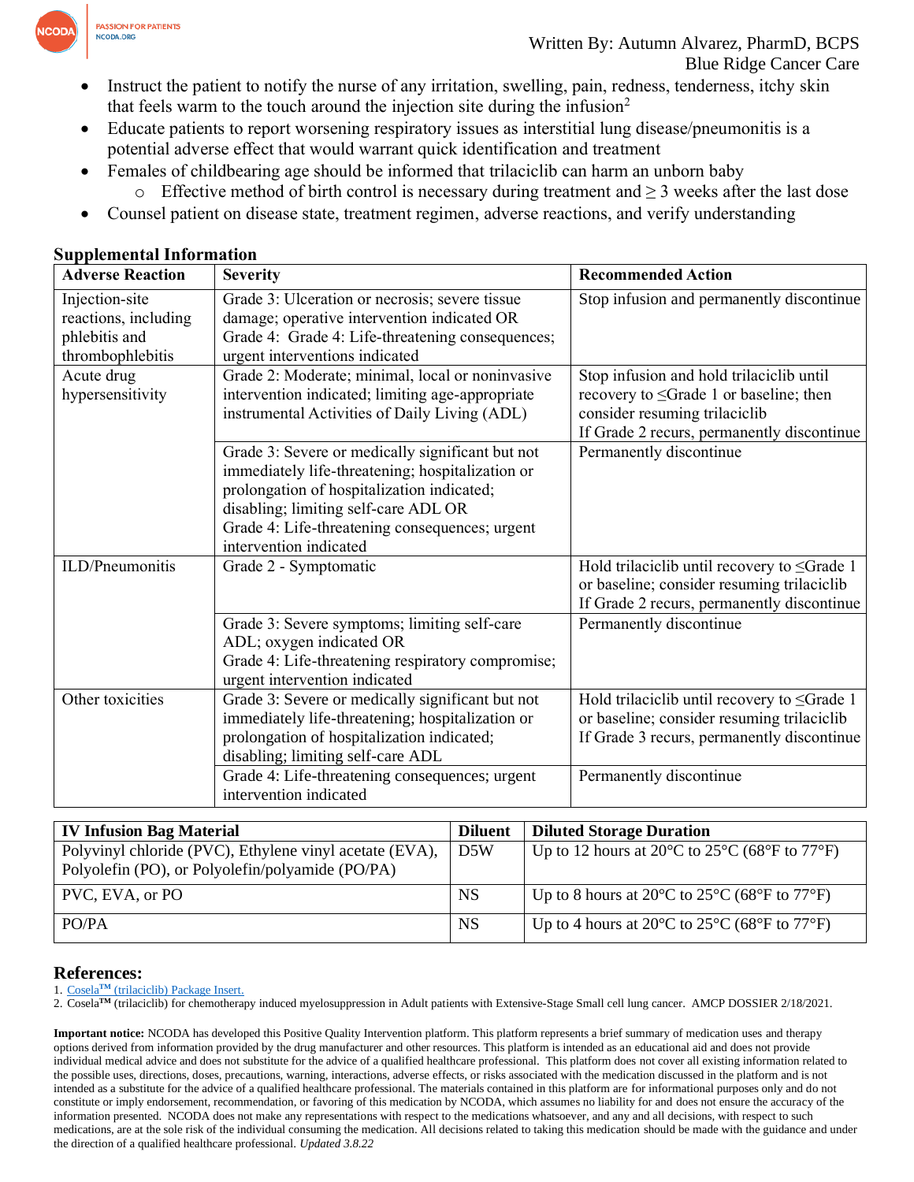- Instruct the patient to notify the nurse of any irritation, swelling, pain, redness, tenderness, itchy skin that feels warm to the touch around the injection site during the infusion[2]
- Educate patients to report worsening respiratory issues as interstitial lung disease/pneumonitis is a potential adverse effect that would warrant quick identification and treatment
- Females of childbearing age should be informed that trilaciclib can harm an unborn baby
  - Effective method of birth control is necessary during treatment and ≥ 3 weeks after the last dose
- Counsel patient on disease state, treatment regimen, adverse reactions, and verify understanding

## Supplemental Information

| Adverse Reaction | Severity | Recommended Action |
|---|---|---|
| Injection-site reactions, including phlebitis and thrombophlebitis | Grade 3: Ulceration or necrosis; severe tissue damage; operative intervention indicated OR Grade 4: Grade 4: Life-threatening consequences; urgent interventions indicated | Stop infusion and permanently discontinue |
| Acute drug hypersensitivity | Grade 2: Moderate; minimal, local or noninvasive intervention indicated; limiting age-appropriate instrumental Activities of Daily Living (ADL) | Stop infusion and hold trilaciclib until recovery to ≤Grade 1 or baseline; then consider resuming trilaciclib If Grade 2 recurs, permanently discontinue |
| | Grade 3: Severe or medically significant but not immediately life-threatening; hospitalization or prolongation of hospitalization indicated; disabling; limiting self-care ADL OR Grade 4: Life-threatening consequences; urgent intervention indicated | Permanently discontinue |
| ILD/Pneumonitis | Grade 2 - Symptomatic | Hold trilaciclib until recovery to ≤Grade 1 or baseline; consider resuming trilaciclib If Grade 2 recurs, permanently discontinue |
| | Grade 3: Severe symptoms; limiting self-care ADL; oxygen indicated OR Grade 4: Life-threatening respiratory compromise; urgent intervention indicated | Permanently discontinue |
| Other toxicities | Grade 3: Severe or medically significant but not immediately life-threatening; hospitalization or prolongation of hospitalization indicated; disabling; limiting self-care ADL | Hold trilaciclib until recovery to ≤Grade 1 or baseline; consider resuming trilaciclib If Grade 3 recurs, permanently discontinue |
| | Grade 4: Life-threatening consequences; urgent intervention indicated | Permanently discontinue |

| IV Infusion Bag Material | Diluent | Diluted Storage Duration |
|---|---|---|
| Polyvinyl chloride (PVC), Ethylene vinyl acetate (EVA), Polyolefin (PO), or Polyolefin/polyamide (PO/PA) | D5W | Up to 12 hours at 20°C to 25°C (68°F to 77°F) |
| PVC, EVA, or PO | NS | Up to 8 hours at 20°C to 25°C (68°F to 77°F) |
| PO/PA | NS | Up to 4 hours at 20°C to 25°C (68°F to 77°F) |

## References:

1. Cosela™ (trilaciclib) Package Insert.
2. Cosela™ (trilaciclib) for chemotherapy induced myelosuppression in Adult patients with Extensive-Stage Small cell lung cancer. AMCP DOSSIER 2/18/2021.

**Important notice:** NCODA has developed this Positive Quality Intervention platform. This platform represents a brief summary of medication uses and therapy options derived from information provided by the drug manufacturer and other resources. This platform is intended as an educational aid and does not provide individual medical advice and does not substitute for the advice of a qualified healthcare professional. This platform does not cover all existing information related to the possible uses, directions, doses, precautions, warning, interactions, adverse effects, or risks associated with the medication discussed in the platform and is not intended as a substitute for the advice of a qualified healthcare professional. The materials contained in this platform are for informational purposes only and do not constitute or imply endorsement, recommendation, or favoring of this medication by NCODA, which assumes no liability for and does not ensure the accuracy of the information presented. NCODA does not make any representations with respect to the medications whatsoever, and any and all decisions, with respect to such medications, are at the sole risk of the individual consuming the medication. All decisions related to taking this medication should be made with the guidance and under the direction of a qualified healthcare professional. *Updated 3.8.22*